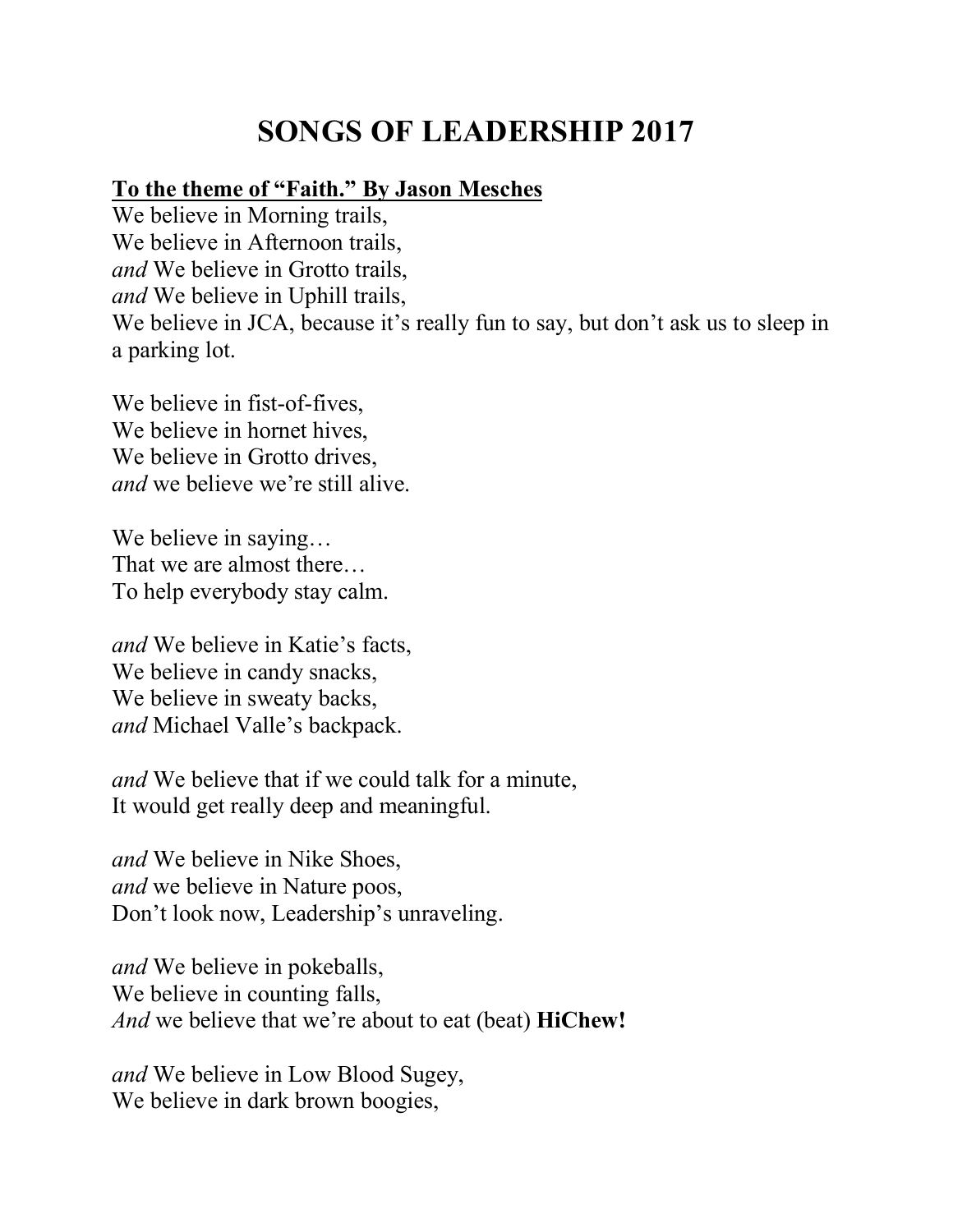# SONGS OF LEADERSHIP 2017

**To the theme of "Faith." By Jason Mesches**

We believe in Morning trails,
We believe in Afternoon trails,
*and* We believe in Grotto trails,
*and* We believe in Uphill trails,
We believe in JCA, because it's really fun to say, but don't ask us to sleep in a parking lot.

We believe in fist-of-fives,
We believe in hornet hives,
We believe in Grotto drives,
*and* we believe we're still alive.

We believe in saying…
That we are almost there…
To help everybody stay calm.

*and* We believe in Katie's facts,
We believe in candy snacks,
We believe in sweaty backs,
*and* Michael Valle's backpack.

*and* We believe that if we could talk for a minute,
It would get really deep and meaningful.

*and* We believe in Nike Shoes,
*and* we believe in Nature poos,
Don't look now, Leadership's unraveling.

*and* We believe in pokeballs,
We believe in counting falls,
*And* we believe that we're about to eat (beat) **HiChew!**

*and* We believe in Low Blood Sugey,
We believe in dark brown boogies,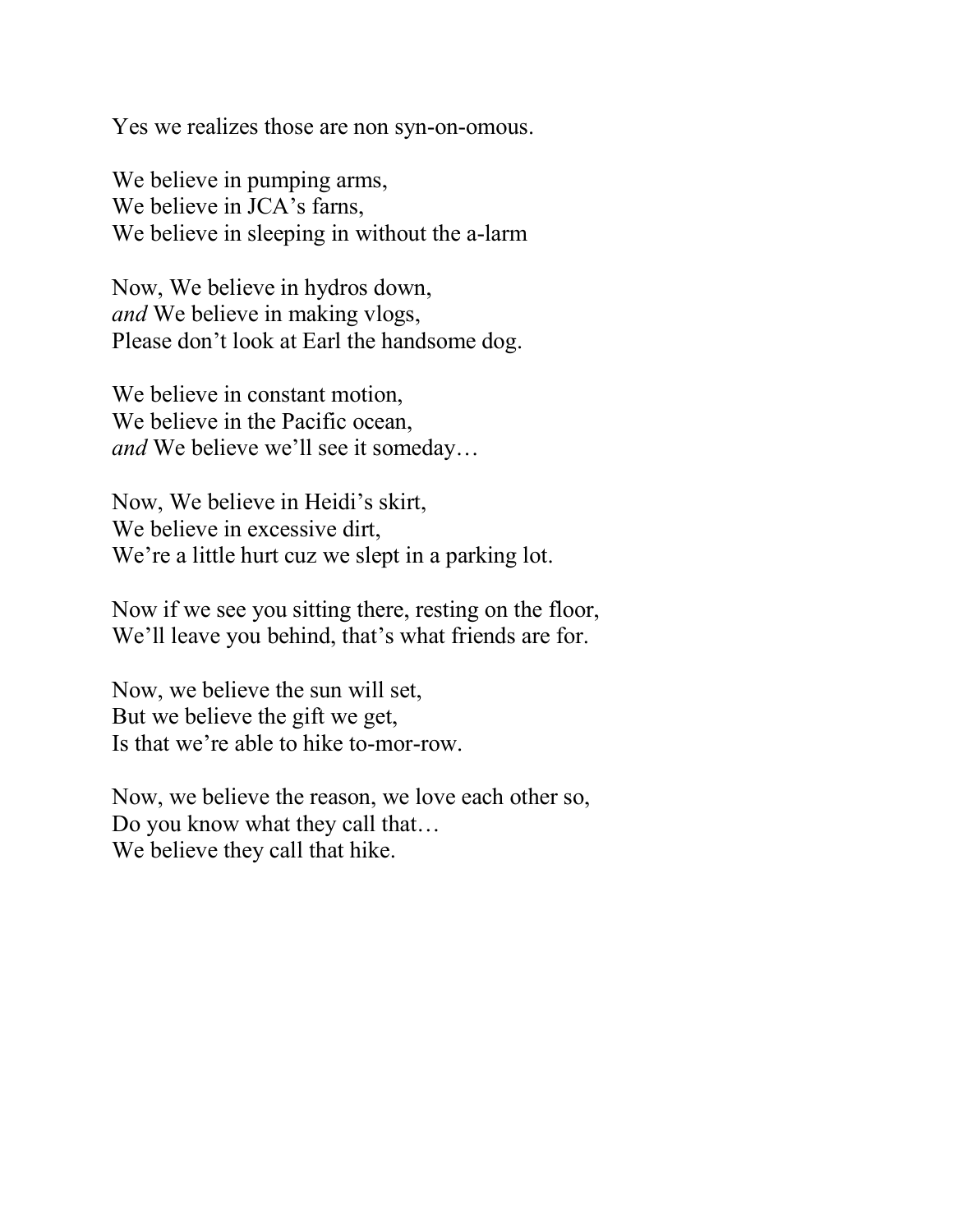Yes we realizes those are non syn-on-omous.

We believe in pumping arms,  
We believe in JCA's farns,  
We believe in sleeping in without the a-larm

Now, We believe in hydros down,  
*and* We believe in making vlogs,  
Please don't look at Earl the handsome dog.

We believe in constant motion,  
We believe in the Pacific ocean,  
*and* We believe we'll see it someday…

Now, We believe in Heidi's skirt,  
We believe in excessive dirt,  
We're a little hurt cuz we slept in a parking lot.

Now if we see you sitting there, resting on the floor,  
We'll leave you behind, that's what friends are for.

Now, we believe the sun will set,  
But we believe the gift we get,  
Is that we're able to hike to-mor-row.

Now, we believe the reason, we love each other so,  
Do you know what they call that…  
We believe they call that hike.